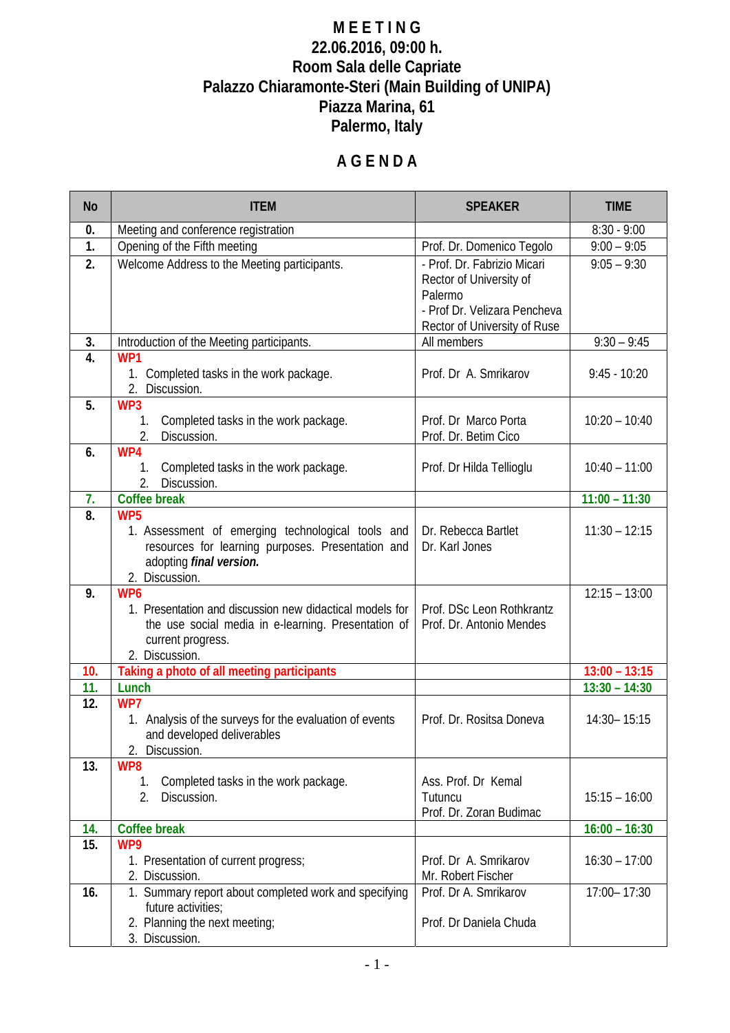# MEETING

## 22.06.2016, 09:00 h.

## Room Sala delle Capriate

## Palazzo Chiaramonte-Steri (Main Building of UNIPA)

## Piazza Marina, 61

## Palermo, Italy

# AGENDA

| No | ITEM | SPEAKER | TIME |
|---|---|---|---|
| **0.** | Meeting and conference registration | | 8:30 - 9:00 |
| **1.** | Opening of the Fifth meeting | Prof. Dr. Domenico Tegolo | 9:00 – 9:05 |
| **2.** | Welcome Address to the Meeting participants. | - Prof. Dr. Fabrizio Micari Rector of University of Palermo<br>- Prof Dr. Velizara Pencheva Rector of University of Ruse | 9:05 – 9:30 |
| **3.** | Introduction of the Meeting participants. | All members | 9:30 – 9:45 |
| **4.** | **WP1**<br>1. Completed tasks in the work package.<br>2. Discussion. | Prof. Dr A. Smrikarov | 9:45 - 10:20 |
| **5.** | **WP3**<br>1. Completed tasks in the work package.<br>2. Discussion. | Prof. Dr Marco Porta<br>Prof. Dr. Betim Cico | 10:20 – 10:40 |
| **6.** | **WP4**<br>1. Completed tasks in the work package.<br>2. Discussion. | Prof. Dr Hilda Tellioglu | 10:40 – 11:00 |
| **7.** | **Coffee break** | | **11:00 – 11:30** |
| **8.** | **WP5**<br>1. Assessment of emerging technological tools and resources for learning purposes. Presentation and adopting ***final version.***<br>2. Discussion. | Dr. Rebecca Bartlet<br>Dr. Karl Jones | 11:30 – 12:15 |
| **9.** | **WP6**<br>1. Presentation and discussion new didactical models for the use social media in e-learning. Presentation of current progress.<br>2. Discussion. | Prof. DSc Leon Rothkrantz<br>Prof. Dr. Antonio Mendes | 12:15 – 13:00 |
| **10.** | **Taking a photo of all meeting participants** | | **13:00 – 13:15** |
| **11.** | **Lunch** | | **13:30 – 14:30** |
| **12.** | **WP7**<br>1. Analysis of the surveys for the evaluation of events and developed deliverables<br>2. Discussion. | Prof. Dr. Rositsa Doneva | 14:30– 15:15 |
| **13.** | **WP8**<br>1. Completed tasks in the work package.<br>2. Discussion. | Ass. Prof. Dr Kemal Tutuncu<br>Prof. Dr. Zoran Budimac | 15:15 – 16:00 |
| **14.** | **Coffee break** | | **16:00 – 16:30** |
| **15.** | **WP9**<br>1. Presentation of current progress;<br>2. Discussion. | Prof. Dr A. Smrikarov<br>Mr. Robert Fischer | 16:30 – 17:00 |
| **16.** | 1. Summary report about completed work and specifying future activities;<br>2. Planning the next meeting;<br>3. Discussion. | Prof. Dr A. Smrikarov<br><br>Prof. Dr Daniela Chuda | 17:00– 17:30 |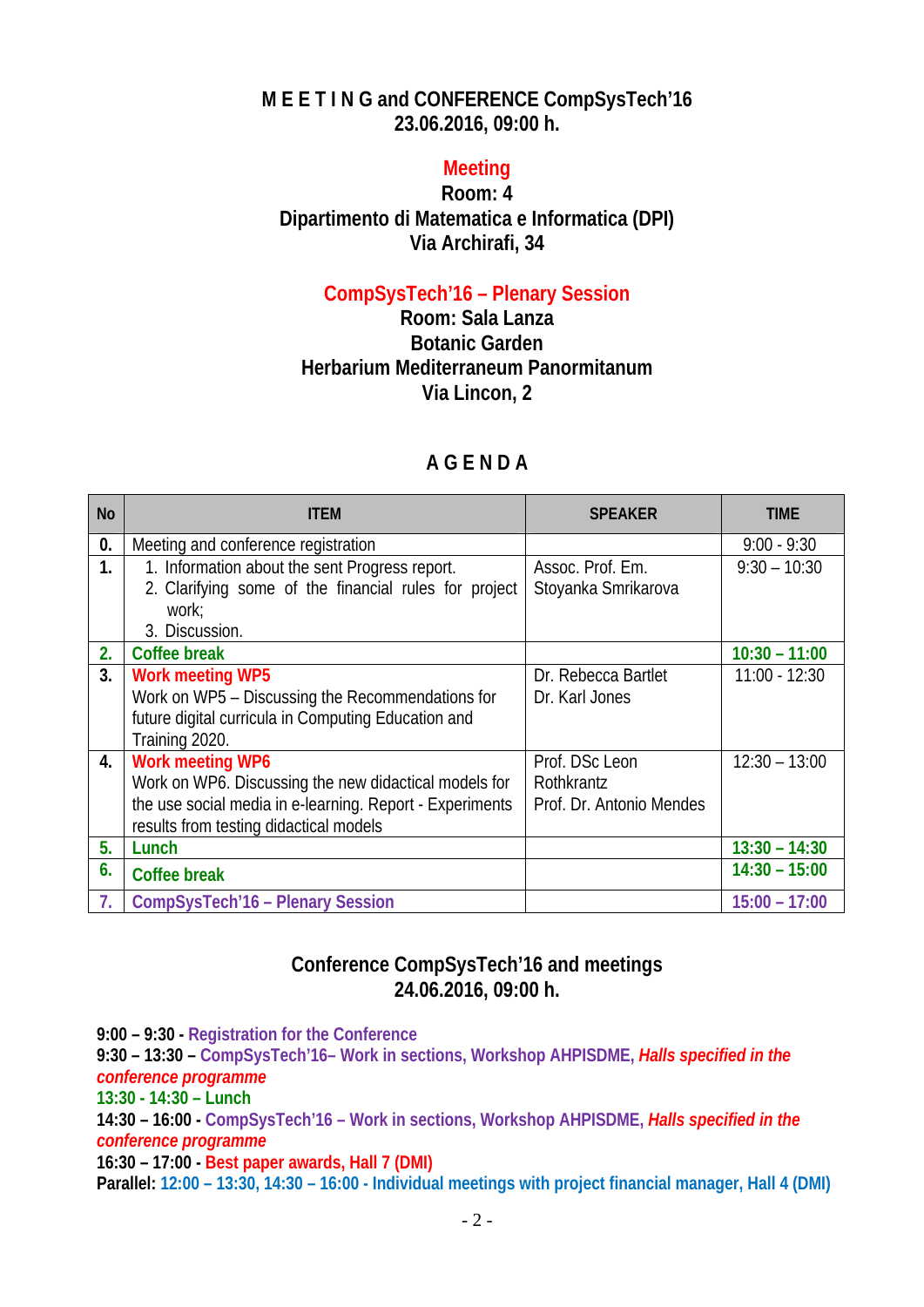## MEETING and CONFERENCE CompSysTech'16
**23.06.2016, 09:00 h.**

**Meeting**
**Room: 4**
**Dipartimento di Matematica e Informatica (DPI)**
**Via Archirafi, 34**

**CompSysTech'16 – Plenary Session**
**Room: Sala Lanza**
**Botanic Garden**
**Herbarium Mediterraneum Panormitanum**
**Via Lincon, 2**

## AGENDA

| No | ITEM | SPEAKER | TIME |
|---|---|---|---|
| **0.** | Meeting and conference registration | | 9:00 - 9:30 |
| **1.** | 1. Information about the sent Progress report.<br>2. Clarifying some of the financial rules for project work;<br>3. Discussion. | Assoc. Prof. Em. Stoyanka Smrikarova | 9:30 – 10:30 |
| **2.** | **Coffee break** | | **10:30 – 11:00** |
| **3.** | **Work meeting WP5**<br>Work on WP5 – Discussing the Recommendations for future digital curricula in Computing Education and Training 2020. | Dr. Rebecca Bartlet<br>Dr. Karl Jones | 11:00 - 12:30 |
| **4.** | **Work meeting WP6**<br>Work on WP6. Discussing the new didactical models for the use social media in e-learning. Report - Experiments results from testing didactical models | Prof. DSc Leon Rothkrantz<br>Prof. Dr. Antonio Mendes | 12:30 – 13:00 |
| **5.** | **Lunch** | | **13:30 – 14:30** |
| **6.** | **Coffee break** | | **14:30 – 15:00** |
| **7.** | **CompSysTech'16 – Plenary Session** | | **15:00 – 17:00** |

**Conference CompSysTech'16 and meetings**
**24.06.2016, 09:00 h.**

**9:00 – 9:30 - Registration for the Conference**
**9:30 – 13:30 – CompSysTech'16– Work in sections, Workshop AHPISDME, *Halls specified in the conference programme***
**13:30 - 14:30 – Lunch**
**14:30 – 16:00 - CompSysTech'16 – Work in sections, Workshop AHPISDME, *Halls specified in the conference programme***
**16:30 – 17:00 - Best paper awards, Hall 7 (DMI)**
**Parallel: 12:00 – 13:30, 14:30 – 16:00 - Individual meetings with project financial manager, Hall 4 (DMI)**